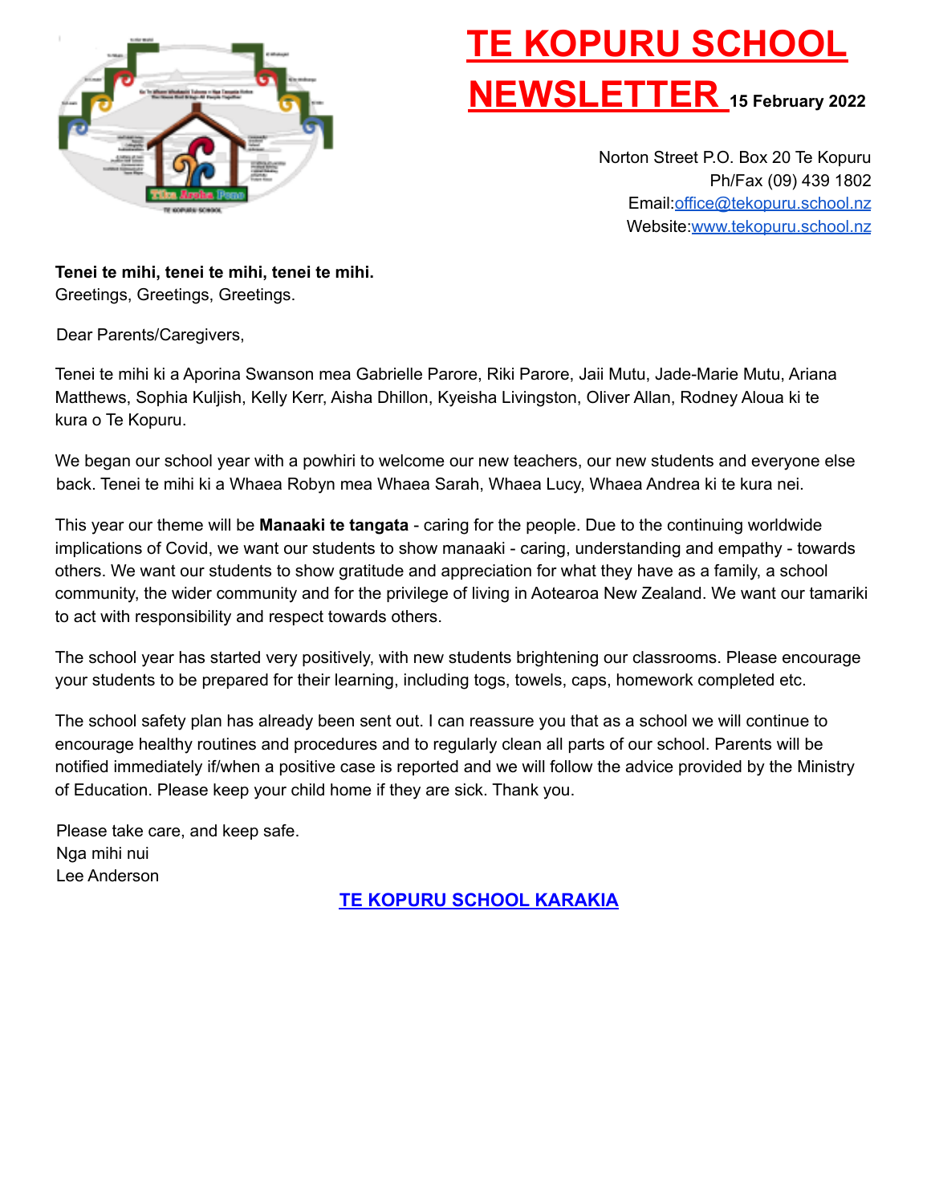# TE KOPURU SCHOOL NEWSLETTER 15 February 2022

Norton Street P.O. Box 20 Te Kopuru
Ph/Fax (09) 439 1802
Email:office@tekopuru.school.nz
Website:www.tekopuru.school.nz

**Tenei te mihi, tenei te mihi, tenei te mihi.**
Greetings, Greetings, Greetings.

Dear Parents/Caregivers,

Tenei te mihi ki a Aporina Swanson mea Gabrielle Parore, Riki Parore, Jaii Mutu, Jade-Marie Mutu, Ariana Matthews, Sophia Kuljish, Kelly Kerr, Aisha Dhillon, Kyeisha Livingston, Oliver Allan, Rodney Aloua ki te kura o Te Kopuru.

We began our school year with a powhiri to welcome our new teachers, our new students and everyone else back. Tenei te mihi ki a Whaea Robyn mea Whaea Sarah, Whaea Lucy, Whaea Andrea ki te kura nei.

This year our theme will be **Manaaki te tangata** - caring for the people. Due to the continuing worldwide implications of Covid, we want our students to show manaaki - caring, understanding and empathy - towards others. We want our students to show gratitude and appreciation for what they have as a family, a school community, the wider community and for the privilege of living in Aotearoa New Zealand. We want our tamariki to act with responsibility and respect towards others.

The school year has started very positively, with new students brightening our classrooms. Please encourage your students to be prepared for their learning, including togs, towels, caps, homework completed etc.

The school safety plan has already been sent out. I can reassure you that as a school we will continue to encourage healthy routines and procedures and to regularly clean all parts of our school. Parents will be notified immediately if/when a positive case is reported and we will follow the advice provided by the Ministry of Education. Please keep your child home if they are sick. Thank you.

Please take care, and keep safe.
Nga mihi nui
Lee Anderson

## TE KOPURU SCHOOL KARAKIA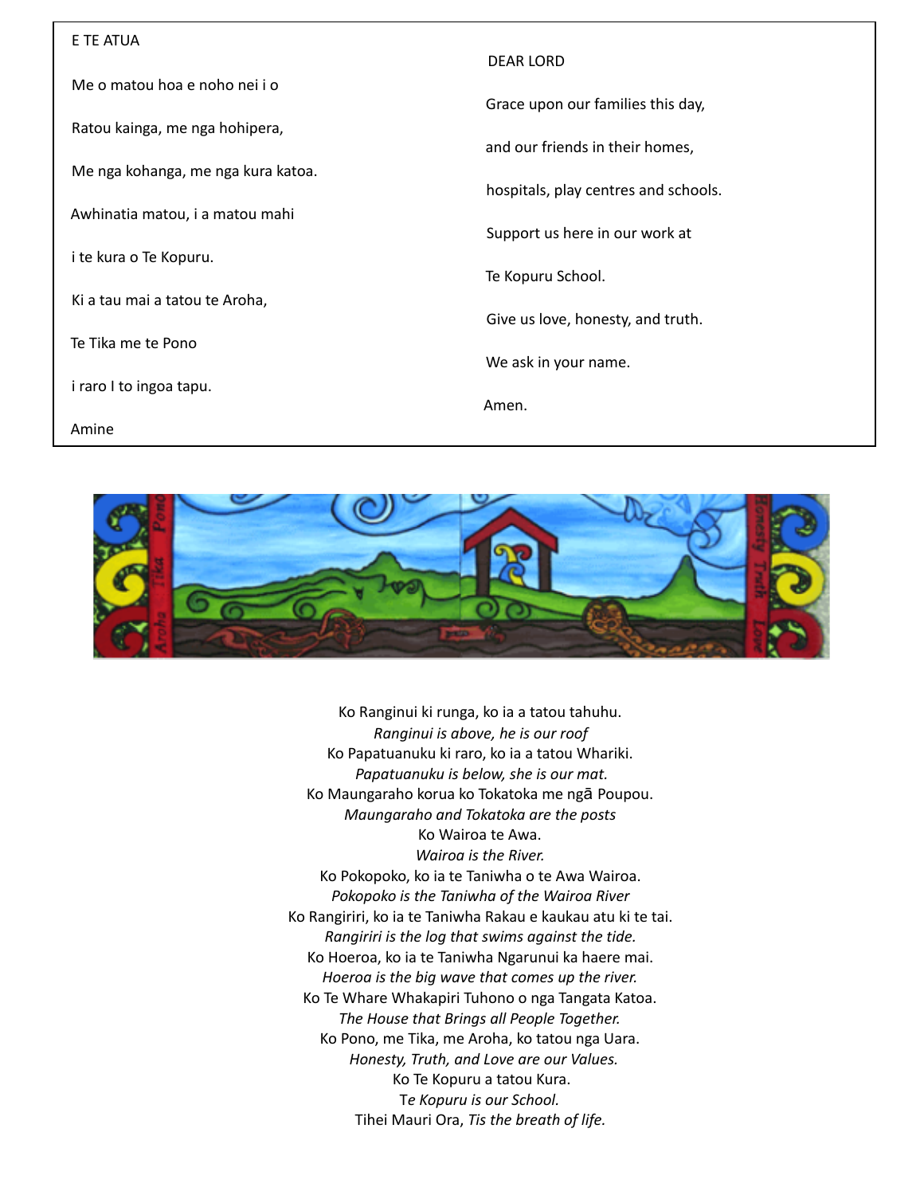E TE ATUA

Me o matou hoa e noho nei i o

Ratou kainga, me nga hohipera,

Me nga kohanga, me nga kura katoa.

Awhinatia matou, i a matou mahi

i te kura o Te Kopuru.

Ki a tau mai a tatou te Aroha,

Te Tika me te Pono

i raro I to ingoa tapu.

Amine

DEAR LORD

Grace upon our families this day,

and our friends in their homes,

hospitals, play centres and schools.

Support us here in our work at

Te Kopuru School.

Give us love, honesty, and truth.

We ask in your name.

Amen.

Ko Ranginui ki runga, ko ia a tatou tahuhu.
*Ranginui is above, he is our roof*
Ko Papatuanuku ki raro, ko ia a tatou Whariki.
*Papatuanuku is below, she is our mat.*
Ko Maungaraho korua ko Tokatoka me ngā Poupou.
*Maungaraho and Tokatoka are the posts*
Ko Wairoa te Awa.
*Wairoa is the River.*
Ko Pokopoko, ko ia te Taniwha o te Awa Wairoa.
*Pokopoko is the Taniwha of the Wairoa River*
Ko Rangiriri, ko ia te Taniwha Rakau e kaukau atu ki te tai.
*Rangiriri is the log that swims against the tide.*
Ko Hoeroa, ko ia te Taniwha Ngarunui ka haere mai.
*Hoeroa is the big wave that comes up the river.*
Ko Te Whare Whakapiri Tuhono o nga Tangata Katoa.
*The House that Brings all People Together.*
Ko Pono, me Tika, me Aroha, ko tatou nga Uara.
*Honesty, Truth, and Love are our Values.*
Ko Te Kopuru a tatou Kura.
*Te Kopuru is our School.*
Tihei Mauri Ora, *Tis the breath of life.*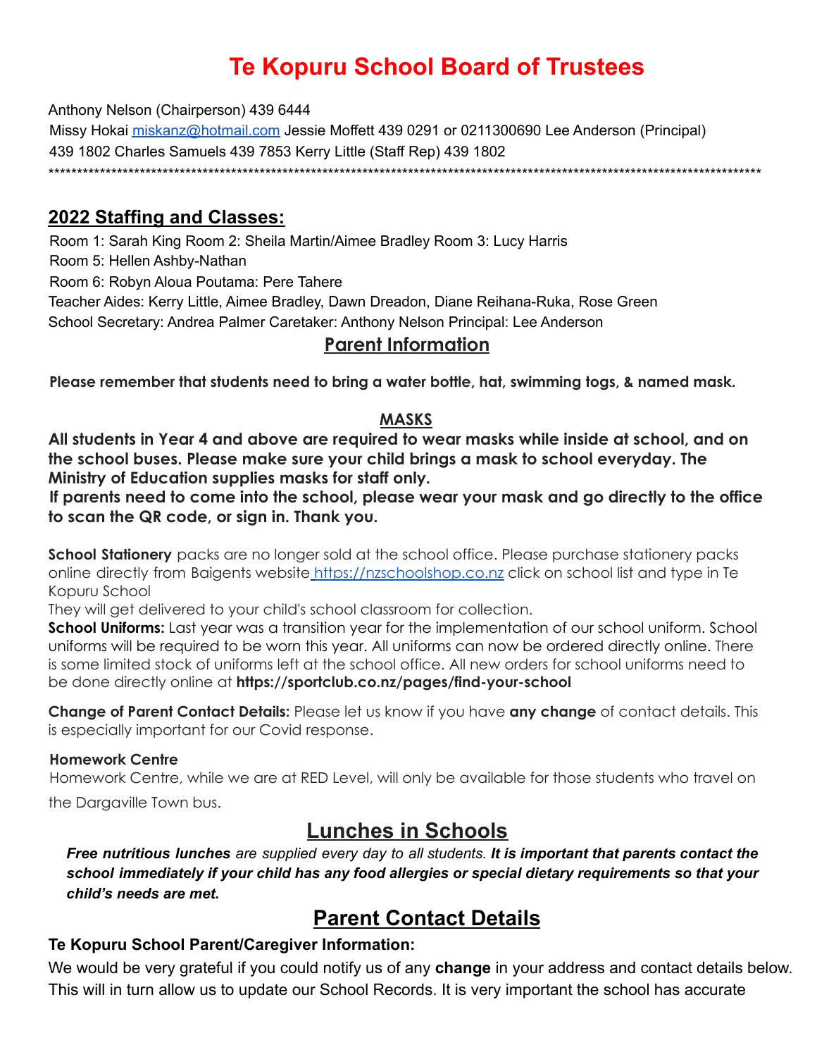# Te Kopuru School Board of Trustees

Anthony Nelson (Chairperson) 439 6444
Missy Hokai miskanz@hotmail.com Jessie Moffett 439 0291 or 0211300690 Lee Anderson (Principal) 439 1802 Charles Samuels 439 7853 Kerry Little (Staff Rep) 439 1802

*************************************************************************************************************************************

## 2022 Staffing and Classes:

Room 1: Sarah King Room 2: Sheila Martin/Aimee Bradley Room 3: Lucy Harris
Room 5: Hellen Ashby-Nathan
Room 6: Robyn Aloua Poutama: Pere Tahere
Teacher Aides: Kerry Little, Aimee Bradley, Dawn Dreadon, Diane Reihana-Ruka, Rose Green
School Secretary: Andrea Palmer Caretaker: Anthony Nelson Principal: Lee Anderson

## Parent Information

**Please remember that students need to bring a water bottle, hat, swimming togs, & named mask.**

### MASKS

**All students in Year 4 and above are required to wear masks while inside at school, and on the school buses. Please make sure your child brings a mask to school everyday. The Ministry of Education supplies masks for staff only.**
**If parents need to come into the school, please wear your mask and go directly to the office to scan the QR code, or sign in. Thank you.**

**School Stationery** packs are no longer sold at the school office. Please purchase stationery packs online directly from Baigents website https://nzschoolshop.co.nz click on school list and type in Te Kopuru School
They will get delivered to your child's school classroom for collection.
**School Uniforms:** Last year was a transition year for the implementation of our school uniform. School uniforms will be required to be worn this year. All uniforms can now be ordered directly online. There is some limited stock of uniforms left at the school office. All new orders for school uniforms need to be done directly online at **https://sportclub.co.nz/pages/find-your-school**

**Change of Parent Contact Details:** Please let us know if you have **any change** of contact details. This is especially important for our Covid response.

**Homework Centre**
Homework Centre, while we are at RED Level, will only be available for those students who travel on the Dargaville Town bus.

## Lunches in Schools

***Free nutritious lunches*** *are supplied every day to all students.* ***It is important that parents contact the school immediately if your child has any food allergies or special dietary requirements so that your child's needs are met.***

## Parent Contact Details

**Te Kopuru School Parent/Caregiver Information:**

We would be very grateful if you could notify us of any **change** in your address and contact details below. This will in turn allow us to update our School Records. It is very important the school has accurate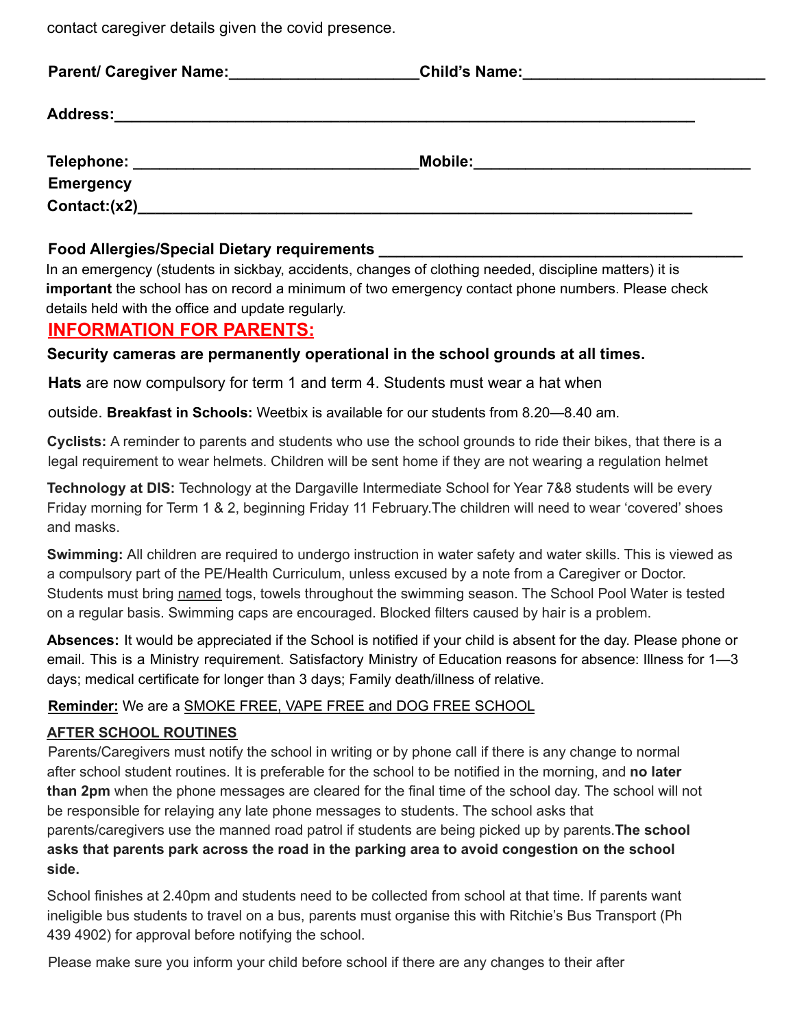contact caregiver details given the covid presence.

**Parent/ Caregiver Name:**_____________________**Child's Name:**___________________________

**Address:**_________________________________________________________________

**Telephone:** _______________________________**Mobile:**_____________________________

**Emergency Contact:(x2)**___________________________________________________________

**Food Allergies/Special Dietary requirements** ________________________________________

In an emergency (students in sickbay, accidents, changes of clothing needed, discipline matters) it is **important** the school has on record a minimum of two emergency contact phone numbers. Please check details held with the office and update regularly.

## INFORMATION FOR PARENTS:

**Security cameras are permanently operational in the school grounds at all times.**

**Hats** are now compulsory for term 1 and term 4. Students must wear a hat when outside. **Breakfast in Schools:** Weetbix is available for our students from 8.20—8.40 am.

**Cyclists:** A reminder to parents and students who use the school grounds to ride their bikes, that there is a legal requirement to wear helmets. Children will be sent home if they are not wearing a regulation helmet

**Technology at DIS:** Technology at the Dargaville Intermediate School for Year 7&8 students will be every Friday morning for Term 1 & 2, beginning Friday 11 February.The children will need to wear 'covered' shoes and masks.

**Swimming:** All children are required to undergo instruction in water safety and water skills. This is viewed as a compulsory part of the PE/Health Curriculum, unless excused by a note from a Caregiver or Doctor. Students must bring <u>named</u> togs, towels throughout the swimming season. The School Pool Water is tested on a regular basis. Swimming caps are encouraged. Blocked filters caused by hair is a problem.

**Absences:** It would be appreciated if the School is notified if your child is absent for the day. Please phone or email. This is a Ministry requirement. Satisfactory Ministry of Education reasons for absence: Illness for 1—3 days; medical certificate for longer than 3 days; Family death/illness of relative.

**<u>Reminder:</u>** We are a <u>SMOKE FREE, VAPE FREE and DOG FREE SCHOOL</u>

### <u>AFTER SCHOOL ROUTINES</u>

Parents/Caregivers must notify the school in writing or by phone call if there is any change to normal after school student routines. It is preferable for the school to be notified in the morning, and **no later than 2pm** when the phone messages are cleared for the final time of the school day. The school will not be responsible for relaying any late phone messages to students. The school asks that parents/caregivers use the manned road patrol if students are being picked up by parents.**The school asks that parents park across the road in the parking area to avoid congestion on the school side.**

School finishes at 2.40pm and students need to be collected from school at that time. If parents want ineligible bus students to travel on a bus, parents must organise this with Ritchie's Bus Transport (Ph 439 4902) for approval before notifying the school.

Please make sure you inform your child before school if there are any changes to their after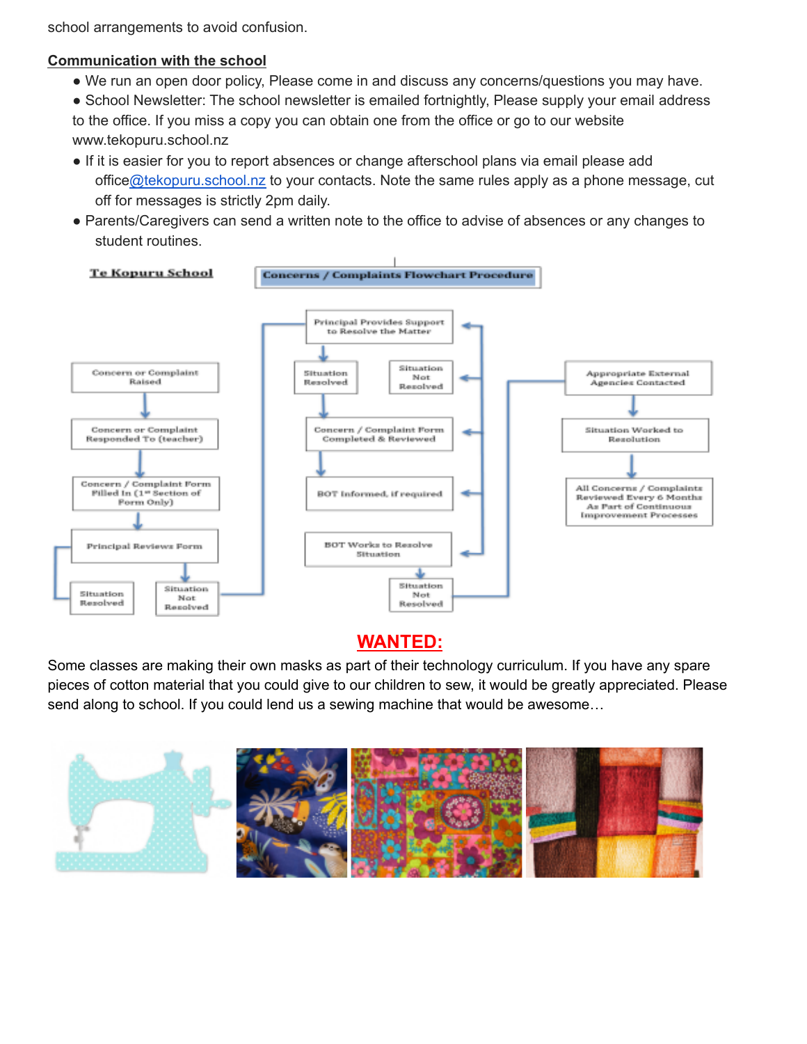school arrangements to avoid confusion.

## Communication with the school

- We run an open door policy, Please come in and discuss any concerns/questions you may have.
- School Newsletter: The school newsletter is emailed fortnightly, Please supply your email address to the office. If you miss a copy you can obtain one from the office or go to our website www.tekopuru.school.nz
- If it is easier for you to report absences or change afterschool plans via email please add office@tekopuru.school.nz to your contacts. Note the same rules apply as a phone message, cut off for messages is strictly 2pm daily.
- Parents/Caregivers can send a written note to the office to advise of absences or any changes to student routines.

Te Kopuru School

Concerns / Complaints Flowchart Procedure

Concern or Complaint Raised

Concern or Complaint Responded To (teacher)

Concern / Complaint Form Filled In (1st Section of Form Only)

Principal Reviews Form

Situation Resolved

Situation Not Resolved

Principal Provides Support to Resolve the Matter

Situation Resolved

Situation Not Resolved

Concern / Complaint Form Completed & Reviewed

BOT Informed, if required

BOT Works to Resolve Situation

Situation Not Resolved

Appropriate External Agencies Contacted

Situation Worked to Resolution

All Concerns / Complaints Reviewed Every 6 Months As Part of Continuous Improvement Processes

## WANTED:

Some classes are making their own masks as part of their technology curriculum. If you have any spare pieces of cotton material that you could give to our children to sew, it would be greatly appreciated. Please send along to school. If you could lend us a sewing machine that would be awesome…